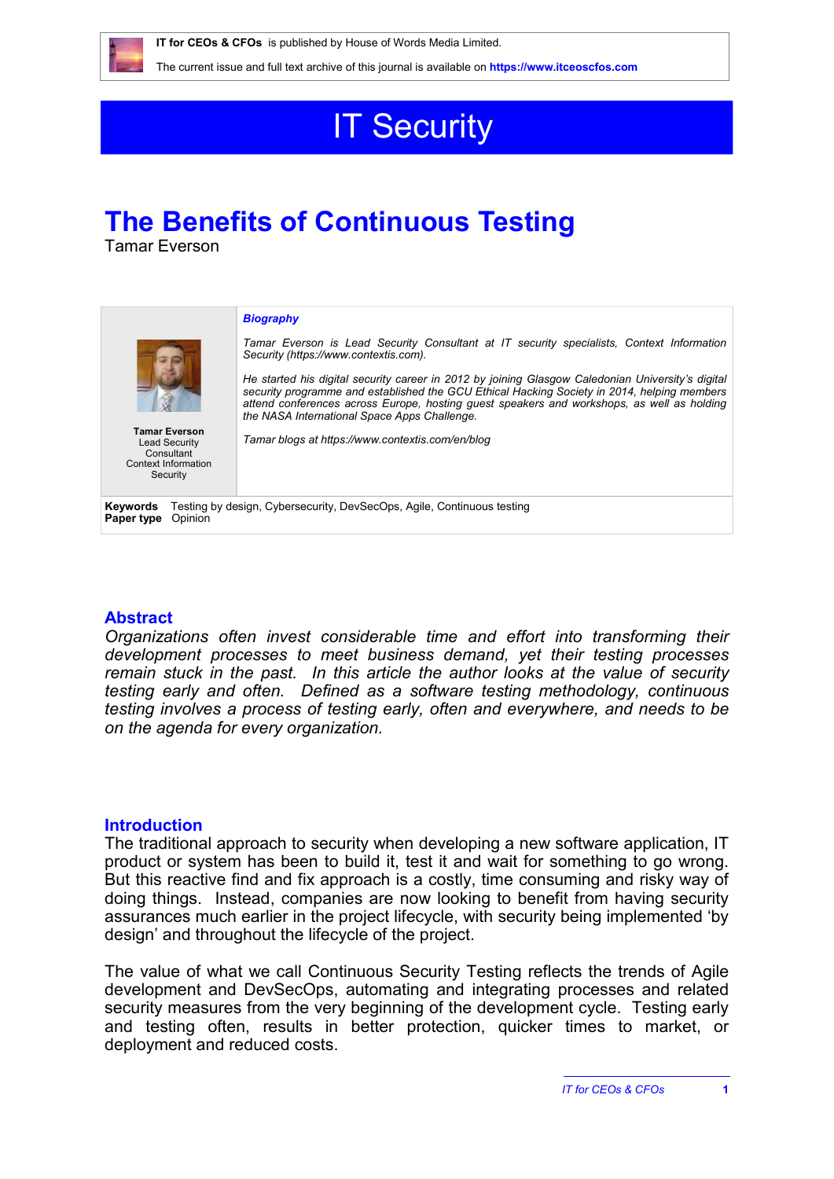**IT for CEOs & CFOs** is published by House of Words Media Limited.

The current issue and full text archive of this journal is available on **https://www.itceoscfos.com**

# IT Security

## The Benefits of Continuous Testing

Tamar Everson

**Tamar Everson**
Lead Security Consultant
Context Information Security

***Biography***

*Tamar Everson is Lead Security Consultant at IT security specialists, Context Information Security (https://www.contextis.com).*

*He started his digital security career in 2012 by joining Glasgow Caledonian University's digital security programme and established the GCU Ethical Hacking Society in 2014, helping members attend conferences across Europe, hosting guest speakers and workshops, as well as holding the NASA International Space Apps Challenge.*

*Tamar blogs at https://www.contextis.com/en/blog*

**Keywords** Testing by design, Cybersecurity, DevSecOps, Agile, Continuous testing
**Paper type** Opinion

### Abstract

*Organizations often invest considerable time and effort into transforming their development processes to meet business demand, yet their testing processes remain stuck in the past. In this article the author looks at the value of security testing early and often. Defined as a software testing methodology, continuous testing involves a process of testing early, often and everywhere, and needs to be on the agenda for every organization.*

### Introduction

The traditional approach to security when developing a new software application, IT product or system has been to build it, test it and wait for something to go wrong. But this reactive find and fix approach is a costly, time consuming and risky way of doing things. Instead, companies are now looking to benefit from having security assurances much earlier in the project lifecycle, with security being implemented 'by design' and throughout the lifecycle of the project.

The value of what we call Continuous Security Testing reflects the trends of Agile development and DevSecOps, automating and integrating processes and related security measures from the very beginning of the development cycle. Testing early and testing often, results in better protection, quicker times to market, or deployment and reduced costs.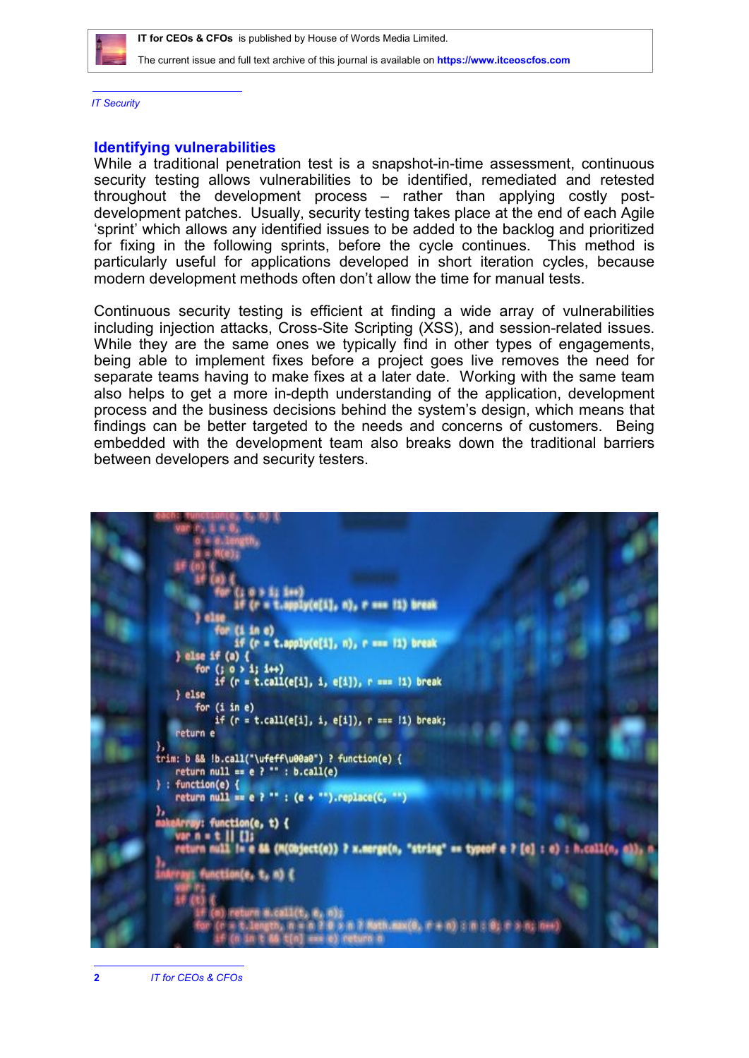*IT Security*

## Identifying vulnerabilities

While a traditional penetration test is a snapshot-in-time assessment, continuous security testing allows vulnerabilities to be identified, remediated and retested throughout the development process – rather than applying costly post-development patches. Usually, security testing takes place at the end of each Agile 'sprint' which allows any identified issues to be added to the backlog and prioritized for fixing in the following sprints, before the cycle continues. This method is particularly useful for applications developed in short iteration cycles, because modern development methods often don't allow the time for manual tests.

Continuous security testing is efficient at finding a wide array of vulnerabilities including injection attacks, Cross-Site Scripting (XSS), and session-related issues. While they are the same ones we typically find in other types of engagements, being able to implement fixes before a project goes live removes the need for separate teams having to make fixes at a later date. Working with the same team also helps to get a more in-depth understanding of the application, development process and the business decisions behind the system's design, which means that findings can be better targeted to the needs and concerns of customers. Being embedded with the development team also breaks down the traditional barriers between developers and security testers.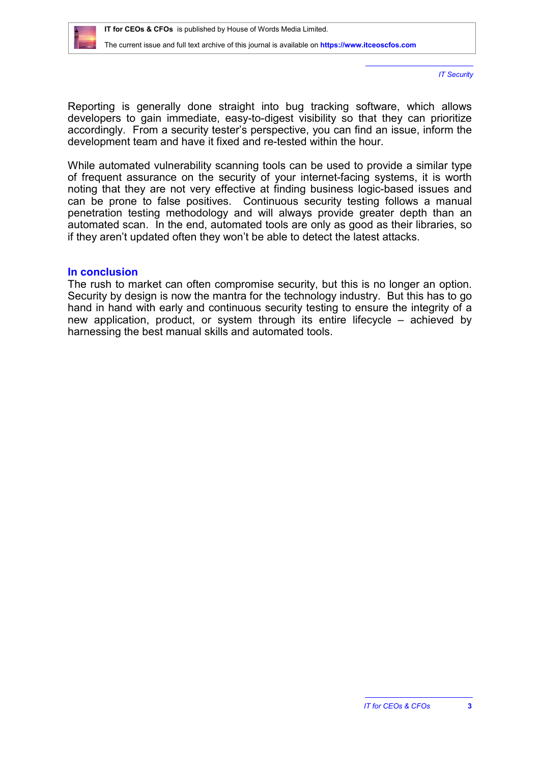Reporting is generally done straight into bug tracking software, which allows developers to gain immediate, easy-to-digest visibility so that they can prioritize accordingly. From a security tester's perspective, you can find an issue, inform the development team and have it fixed and re-tested within the hour.

While automated vulnerability scanning tools can be used to provide a similar type of frequent assurance on the security of your internet-facing systems, it is worth noting that they are not very effective at finding business logic-based issues and can be prone to false positives. Continuous security testing follows a manual penetration testing methodology and will always provide greater depth than an automated scan. In the end, automated tools are only as good as their libraries, so if they aren't updated often they won't be able to detect the latest attacks.

## In conclusion

The rush to market can often compromise security, but this is no longer an option. Security by design is now the mantra for the technology industry. But this has to go hand in hand with early and continuous security testing to ensure the integrity of a new application, product, or system through its entire lifecycle – achieved by harnessing the best manual skills and automated tools.